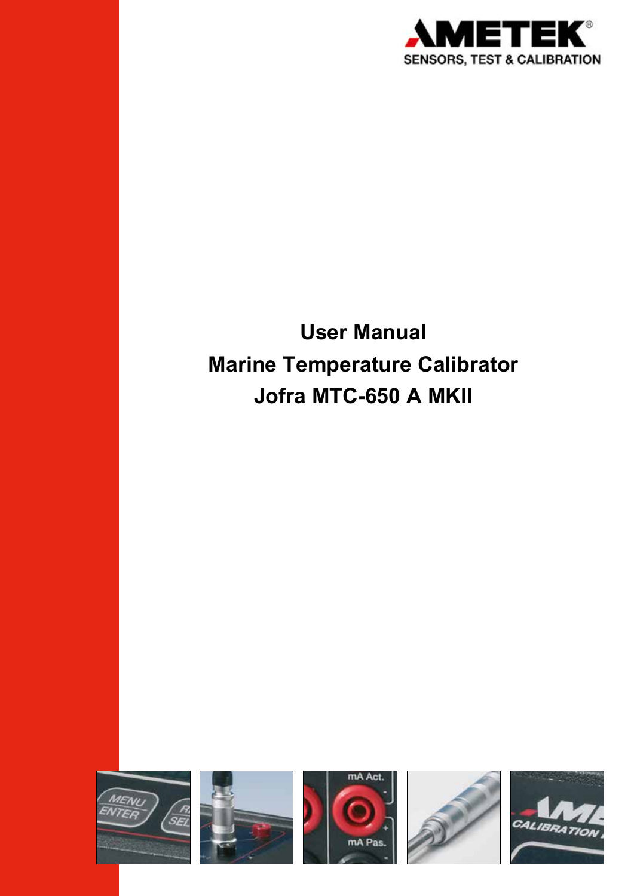AMETEK®

SENSORS, TEST & CALIBRATION

# User Manual
# Marine Temperature Calibrator
# Jofra MTC-650 A MKII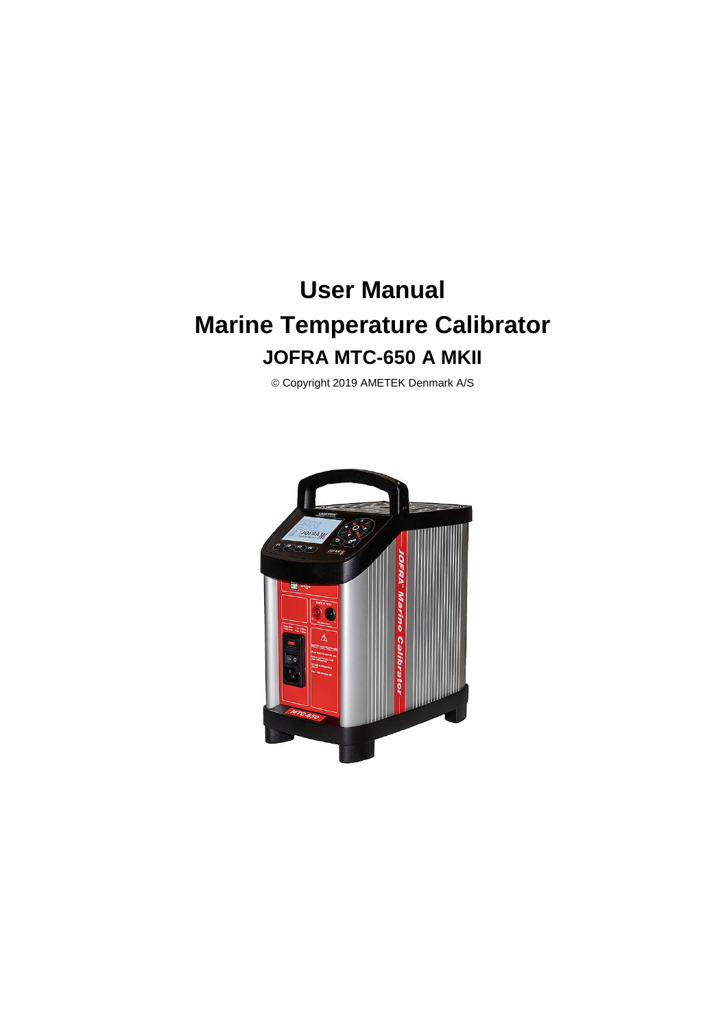# User Manual

# Marine Temperature Calibrator

## JOFRA MTC-650 A MKII

© Copyright 2019 AMETEK Denmark A/S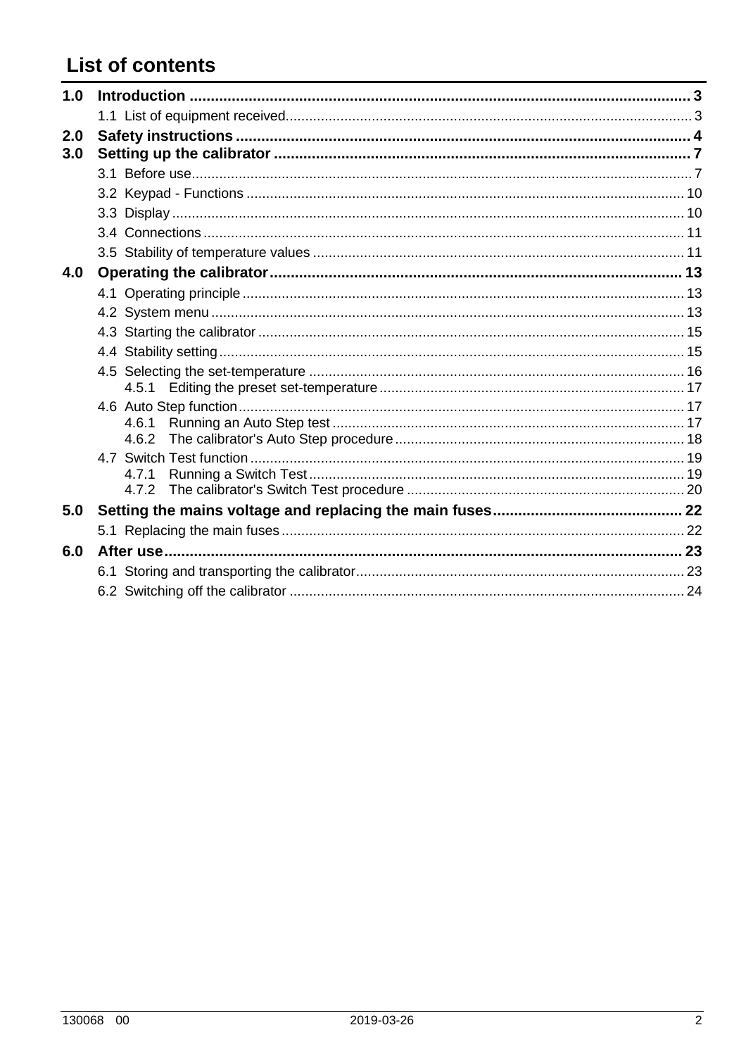# List of contents

**1.0 Introduction** ..... 3

- 1.1 List of equipment received ..... 3

**2.0 Safety instructions** ..... 4

**3.0 Setting up the calibrator** ..... 7

- 3.1 Before use ..... 7
- 3.2 Keypad - Functions ..... 10
- 3.3 Display ..... 10
- 3.4 Connections ..... 11
- 3.5 Stability of temperature values ..... 11

**4.0 Operating the calibrator** ..... 13

- 4.1 Operating principle ..... 13
- 4.2 System menu ..... 13
- 4.3 Starting the calibrator ..... 15
- 4.4 Stability setting ..... 15
- 4.5 Selecting the set-temperature ..... 16
  - 4.5.1 Editing the preset set-temperature ..... 17
- 4.6 Auto Step function ..... 17
  - 4.6.1 Running an Auto Step test ..... 17
  - 4.6.2 The calibrator's Auto Step procedure ..... 18
- 4.7 Switch Test function ..... 19
  - 4.7.1 Running a Switch Test ..... 19
  - 4.7.2 The calibrator's Switch Test procedure ..... 20

**5.0 Setting the mains voltage and replacing the main fuses** ..... 22

- 5.1 Replacing the main fuses ..... 22

**6.0 After use** ..... 23

- 6.1 Storing and transporting the calibrator ..... 23
- 6.2 Switching off the calibrator ..... 24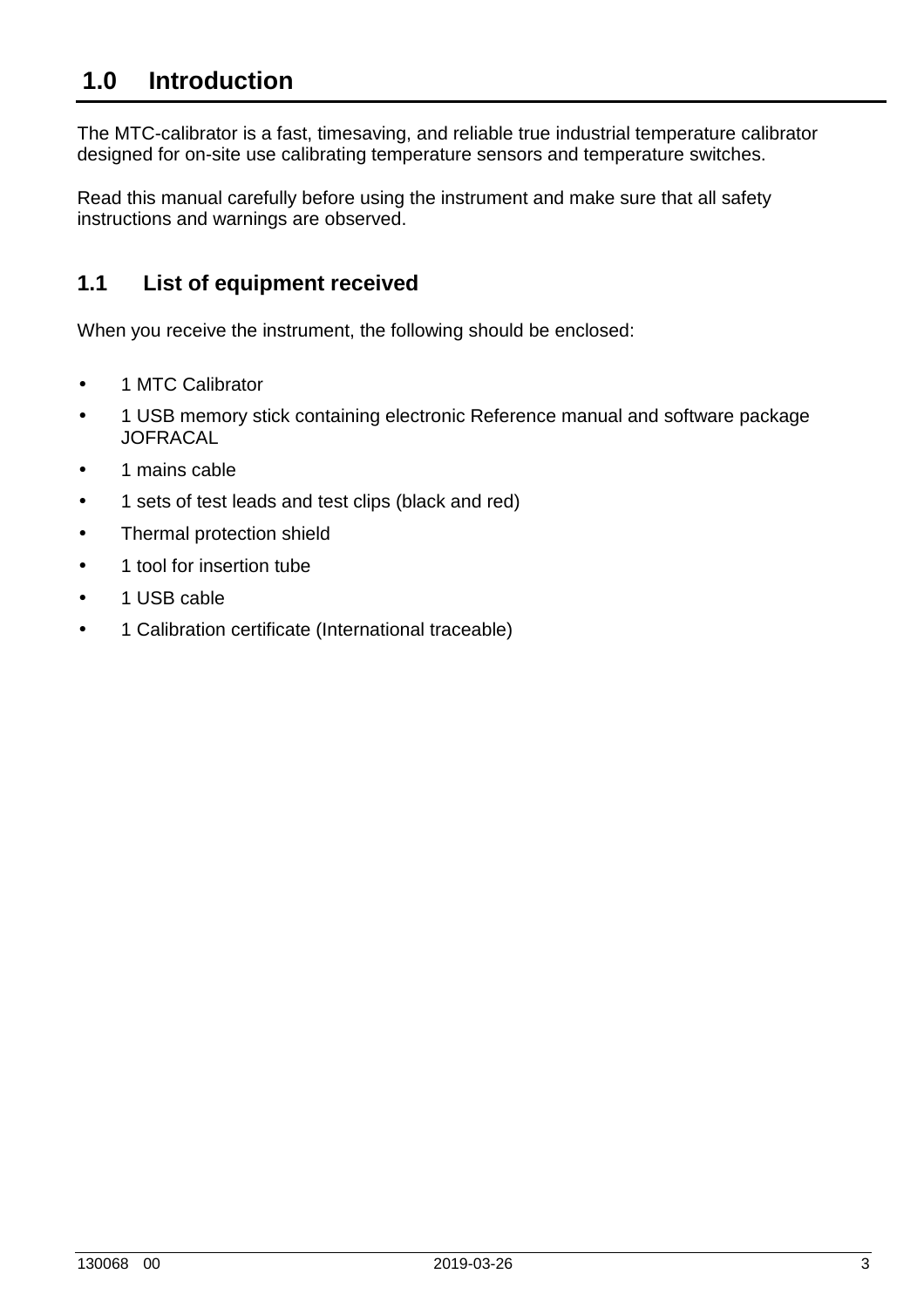# 1.0 Introduction

The MTC-calibrator is a fast, timesaving, and reliable true industrial temperature calibrator designed for on-site use calibrating temperature sensors and temperature switches.

Read this manual carefully before using the instrument and make sure that all safety instructions and warnings are observed.

## 1.1 List of equipment received

When you receive the instrument, the following should be enclosed:

- 1 MTC Calibrator
- 1 USB memory stick containing electronic Reference manual and software package JOFRACAL
- 1 mains cable
- 1 sets of test leads and test clips (black and red)
- Thermal protection shield
- 1 tool for insertion tube
- 1 USB cable
- 1 Calibration certificate (International traceable)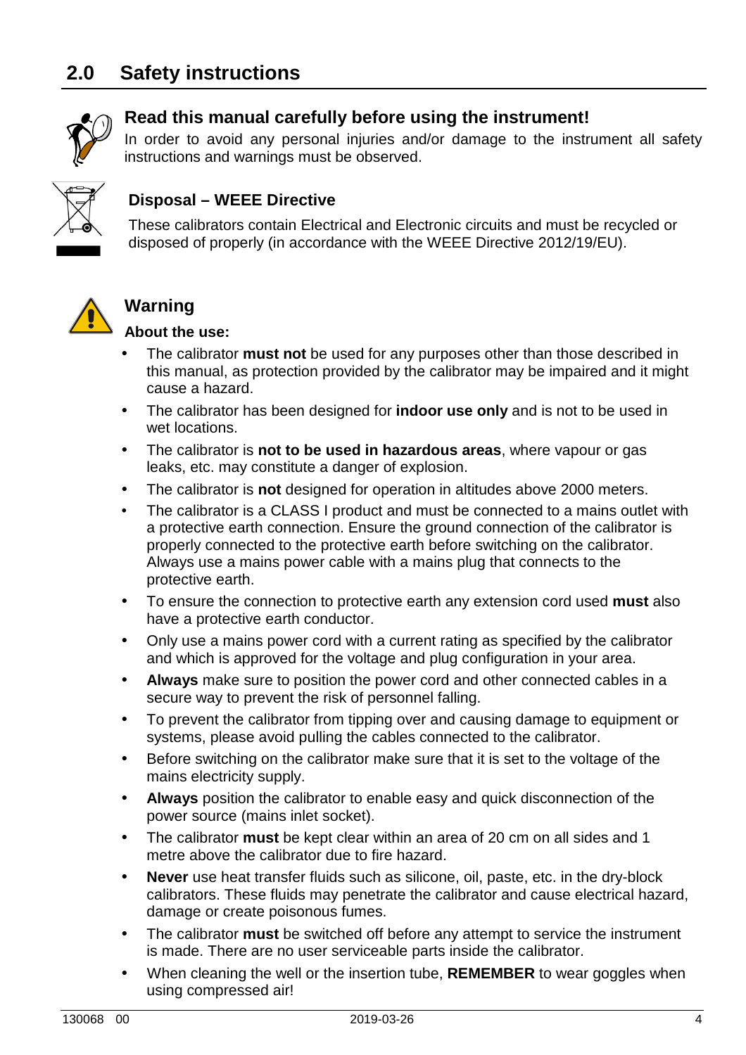## 2.0 Safety instructions

### Read this manual carefully before using the instrument!

In order to avoid any personal injuries and/or damage to the instrument all safety instructions and warnings must be observed.

### Disposal – WEEE Directive

These calibrators contain Electrical and Electronic circuits and must be recycled or disposed of properly (in accordance with the WEEE Directive 2012/19/EU).

### Warning

**About the use:**

- The calibrator **must not** be used for any purposes other than those described in this manual, as protection provided by the calibrator may be impaired and it might cause a hazard.
- The calibrator has been designed for **indoor use only** and is not to be used in wet locations.
- The calibrator is **not to be used in hazardous areas**, where vapour or gas leaks, etc. may constitute a danger of explosion.
- The calibrator is **not** designed for operation in altitudes above 2000 meters.
- The calibrator is a CLASS I product and must be connected to a mains outlet with a protective earth connection. Ensure the ground connection of the calibrator is properly connected to the protective earth before switching on the calibrator. Always use a mains power cable with a mains plug that connects to the protective earth.
- To ensure the connection to protective earth any extension cord used **must** also have a protective earth conductor.
- Only use a mains power cord with a current rating as specified by the calibrator and which is approved for the voltage and plug configuration in your area.
- **Always** make sure to position the power cord and other connected cables in a secure way to prevent the risk of personnel falling.
- To prevent the calibrator from tipping over and causing damage to equipment or systems, please avoid pulling the cables connected to the calibrator.
- Before switching on the calibrator make sure that it is set to the voltage of the mains electricity supply.
- **Always** position the calibrator to enable easy and quick disconnection of the power source (mains inlet socket).
- The calibrator **must** be kept clear within an area of 20 cm on all sides and 1 metre above the calibrator due to fire hazard.
- **Never** use heat transfer fluids such as silicone, oil, paste, etc. in the dry-block calibrators. These fluids may penetrate the calibrator and cause electrical hazard, damage or create poisonous fumes.
- The calibrator **must** be switched off before any attempt to service the instrument is made. There are no user serviceable parts inside the calibrator.
- When cleaning the well or the insertion tube, **REMEMBER** to wear goggles when using compressed air!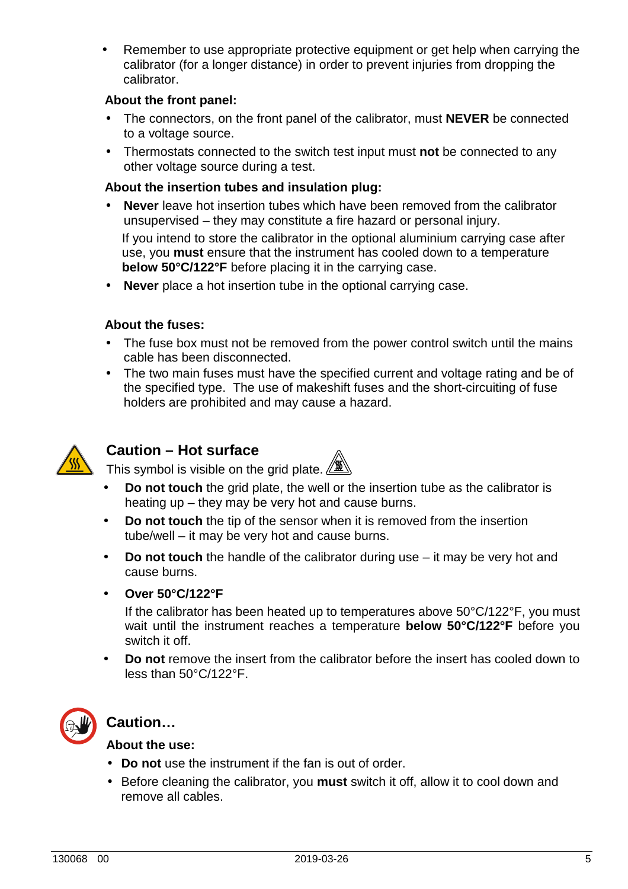- Remember to use appropriate protective equipment or get help when carrying the calibrator (for a longer distance) in order to prevent injuries from dropping the calibrator.

**About the front panel:**

- The connectors, on the front panel of the calibrator, must **NEVER** be connected to a voltage source.
- Thermostats connected to the switch test input must **not** be connected to any other voltage source during a test.

**About the insertion tubes and insulation plug:**

- **Never** leave hot insertion tubes which have been removed from the calibrator unsupervised – they may constitute a fire hazard or personal injury.

  If you intend to store the calibrator in the optional aluminium carrying case after use, you **must** ensure that the instrument has cooled down to a temperature **below 50°C/122°F** before placing it in the carrying case.
- **Never** place a hot insertion tube in the optional carrying case.

**About the fuses:**

- The fuse box must not be removed from the power control switch until the mains cable has been disconnected.
- The two main fuses must have the specified current and voltage rating and be of the specified type. The use of makeshift fuses and the short-circuiting of fuse holders are prohibited and may cause a hazard.

## Caution – Hot surface

This symbol is visible on the grid plate.

- **Do not touch** the grid plate, the well or the insertion tube as the calibrator is heating up – they may be very hot and cause burns.
- **Do not touch** the tip of the sensor when it is removed from the insertion tube/well – it may be very hot and cause burns.
- **Do not touch** the handle of the calibrator during use – it may be very hot and cause burns.
- **Over 50°C/122°F**

  If the calibrator has been heated up to temperatures above 50°C/122°F, you must wait until the instrument reaches a temperature **below 50°C/122°F** before you switch it off.
- **Do not** remove the insert from the calibrator before the insert has cooled down to less than 50°C/122°F.

## Caution…

**About the use:**

- **Do not** use the instrument if the fan is out of order.
- Before cleaning the calibrator, you **must** switch it off, allow it to cool down and remove all cables.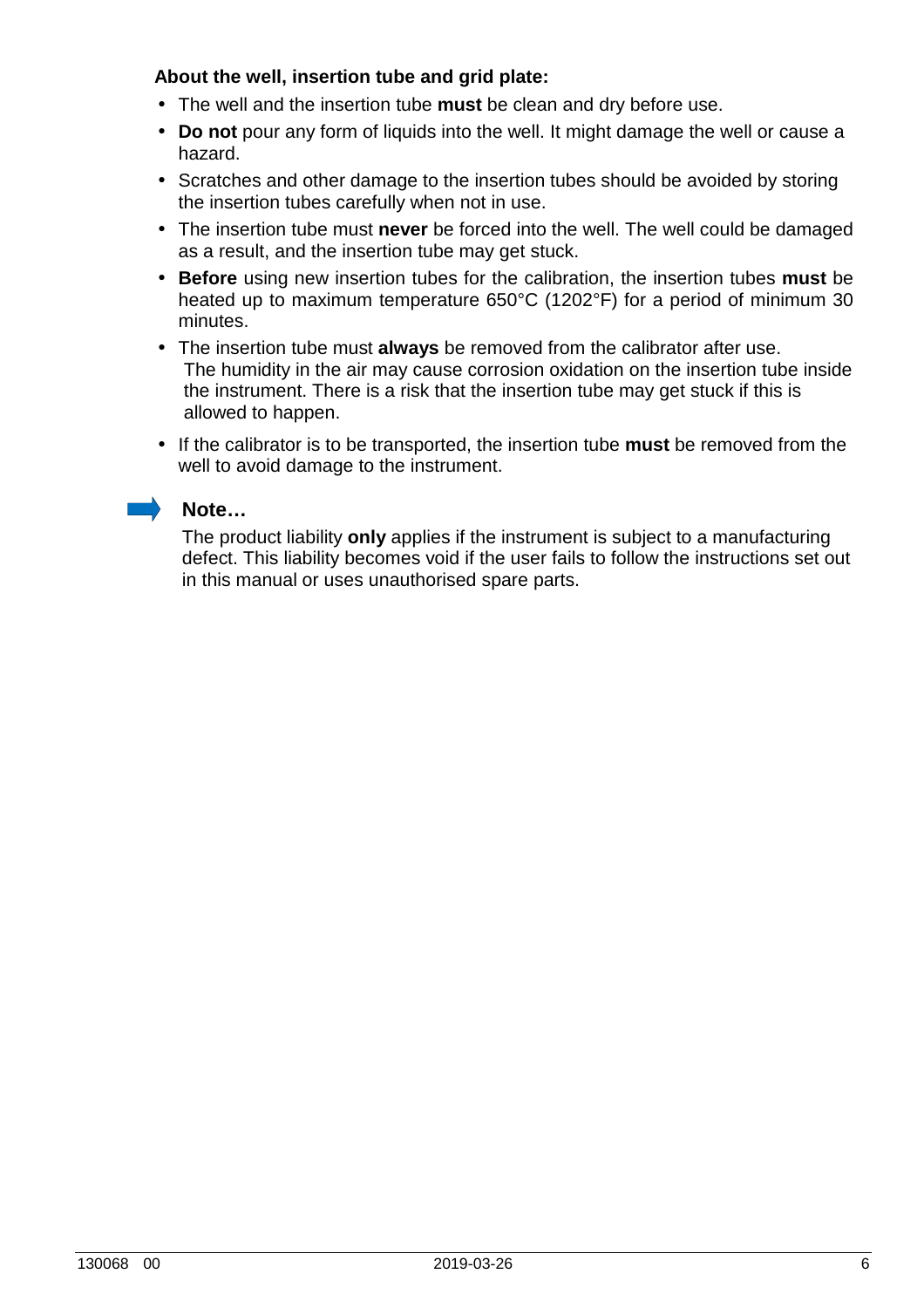**About the well, insertion tube and grid plate:**

- The well and the insertion tube **must** be clean and dry before use.
- **Do not** pour any form of liquids into the well. It might damage the well or cause a hazard.
- Scratches and other damage to the insertion tubes should be avoided by storing the insertion tubes carefully when not in use.
- The insertion tube must **never** be forced into the well. The well could be damaged as a result, and the insertion tube may get stuck.
- **Before** using new insertion tubes for the calibration, the insertion tubes **must** be heated up to maximum temperature 650°C (1202°F) for a period of minimum 30 minutes.
- The insertion tube must **always** be removed from the calibrator after use. The humidity in the air may cause corrosion oxidation on the insertion tube inside the instrument. There is a risk that the insertion tube may get stuck if this is allowed to happen.
- If the calibrator is to be transported, the insertion tube **must** be removed from the well to avoid damage to the instrument.

**Note…**

The product liability **only** applies if the instrument is subject to a manufacturing defect. This liability becomes void if the user fails to follow the instructions set out in this manual or uses unauthorised spare parts.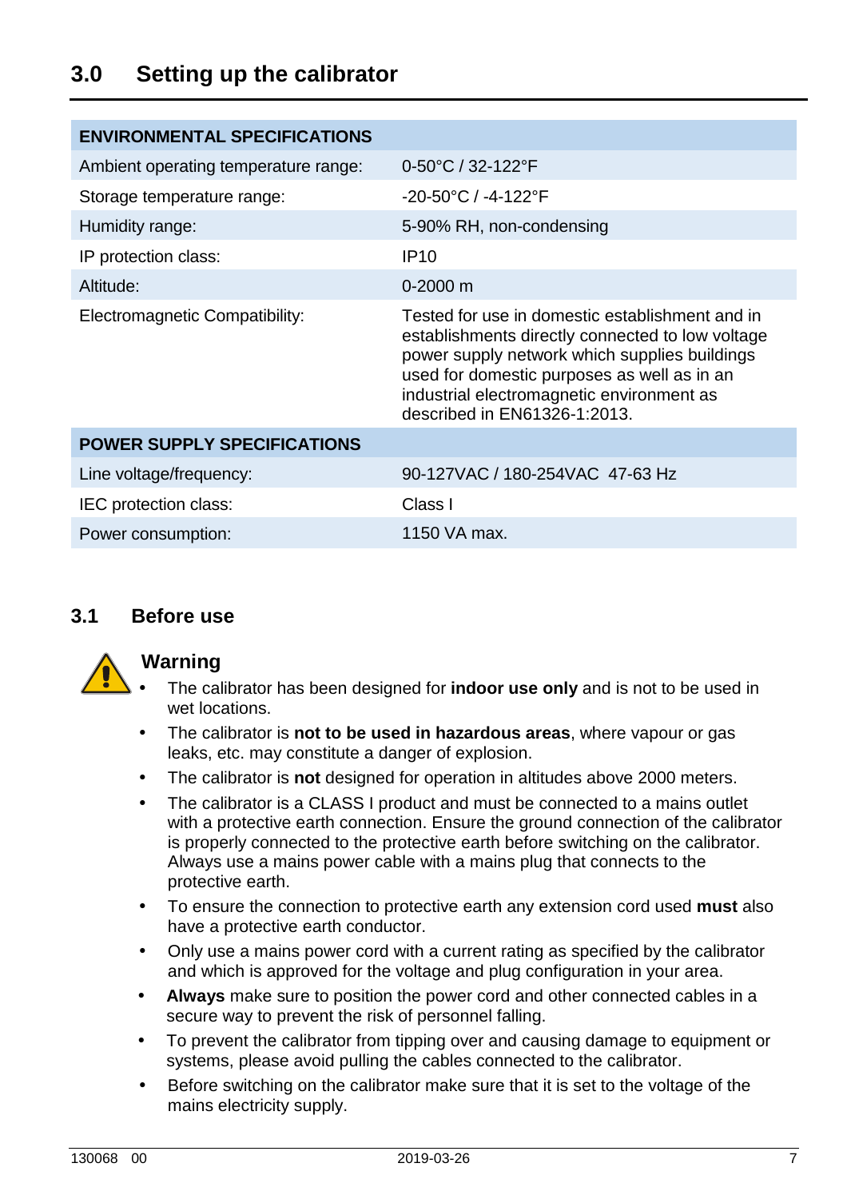## 3.0 Setting up the calibrator

| ENVIRONMENTAL SPECIFICATIONS | |
|---|---|
| Ambient operating temperature range: | 0-50°C / 32-122°F |
| Storage temperature range: | -20-50°C / -4-122°F |
| Humidity range: | 5-90% RH, non-condensing |
| IP protection class: | IP10 |
| Altitude: | 0-2000 m |
| Electromagnetic Compatibility: | Tested for use in domestic establishment and in establishments directly connected to low voltage power supply network which supplies buildings used for domestic purposes as well as in an industrial electromagnetic environment as described in EN61326-1:2013. |
| **POWER SUPPLY SPECIFICATIONS** | |
| Line voltage/frequency: | 90-127VAC / 180-254VAC 47-63 Hz |
| IEC protection class: | Class I |
| Power consumption: | 1150 VA max. |

### 3.1 Before use

**Warning**

- The calibrator has been designed for **indoor use only** and is not to be used in wet locations.
- The calibrator is **not to be used in hazardous areas**, where vapour or gas leaks, etc. may constitute a danger of explosion.
- The calibrator is **not** designed for operation in altitudes above 2000 meters.
- The calibrator is a CLASS I product and must be connected to a mains outlet with a protective earth connection. Ensure the ground connection of the calibrator is properly connected to the protective earth before switching on the calibrator. Always use a mains power cable with a mains plug that connects to the protective earth.
- To ensure the connection to protective earth any extension cord used **must** also have a protective earth conductor.
- Only use a mains power cord with a current rating as specified by the calibrator and which is approved for the voltage and plug configuration in your area.
- **Always** make sure to position the power cord and other connected cables in a secure way to prevent the risk of personnel falling.
- To prevent the calibrator from tipping over and causing damage to equipment or systems, please avoid pulling the cables connected to the calibrator.
- Before switching on the calibrator make sure that it is set to the voltage of the mains electricity supply.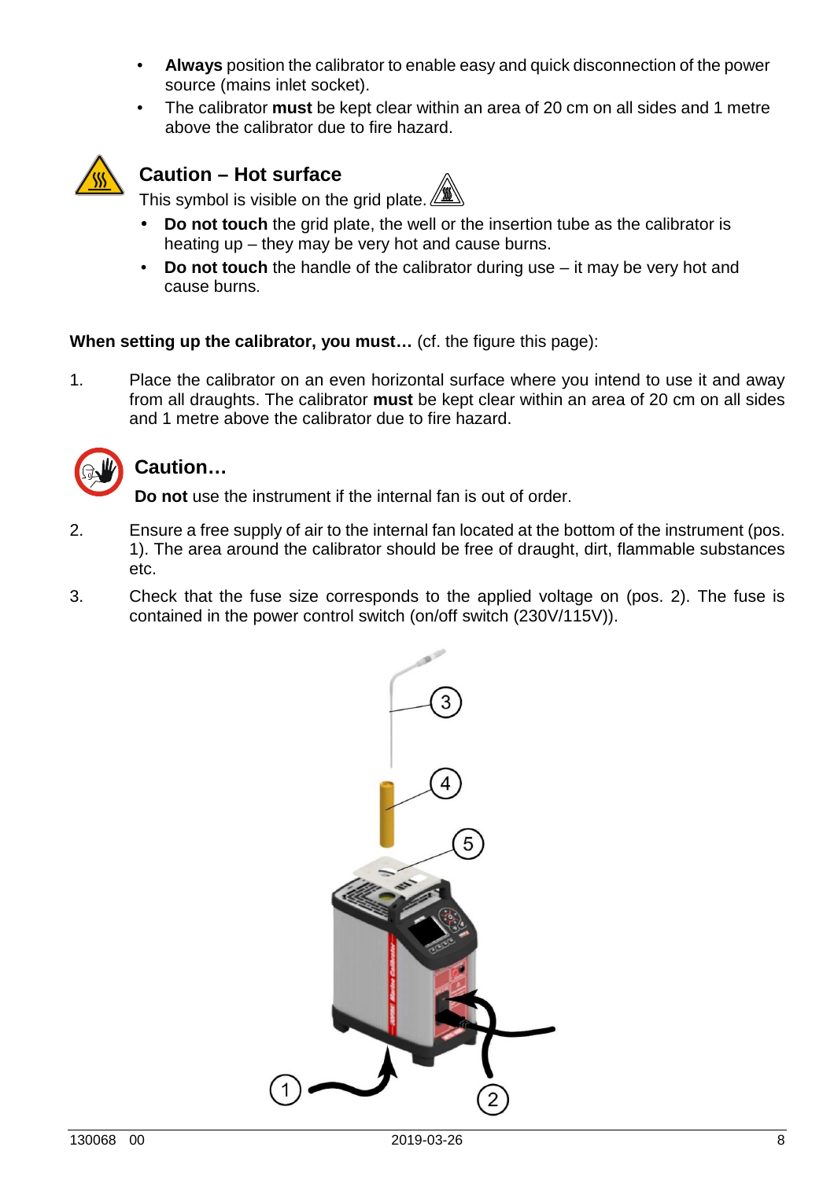- **Always** position the calibrator to enable easy and quick disconnection of the power source (mains inlet socket).
- The calibrator **must** be kept clear within an area of 20 cm on all sides and 1 metre above the calibrator due to fire hazard.

### Caution – Hot surface

This symbol is visible on the grid plate.

- **Do not touch** the grid plate, the well or the insertion tube as the calibrator is heating up – they may be very hot and cause burns.
- **Do not touch** the handle of the calibrator during use – it may be very hot and cause burns.

**When setting up the calibrator, you must…** (cf. the figure this page):

1. Place the calibrator on an even horizontal surface where you intend to use it and away from all draughts. The calibrator **must** be kept clear within an area of 20 cm on all sides and 1 metre above the calibrator due to fire hazard.

### Caution…

**Do not** use the instrument if the internal fan is out of order.

2. Ensure a free supply of air to the internal fan located at the bottom of the instrument (pos. 1). The area around the calibrator should be free of draught, dirt, flammable substances etc.
3. Check that the fuse size corresponds to the applied voltage on (pos. 2). The fuse is contained in the power control switch (on/off switch (230V/115V)).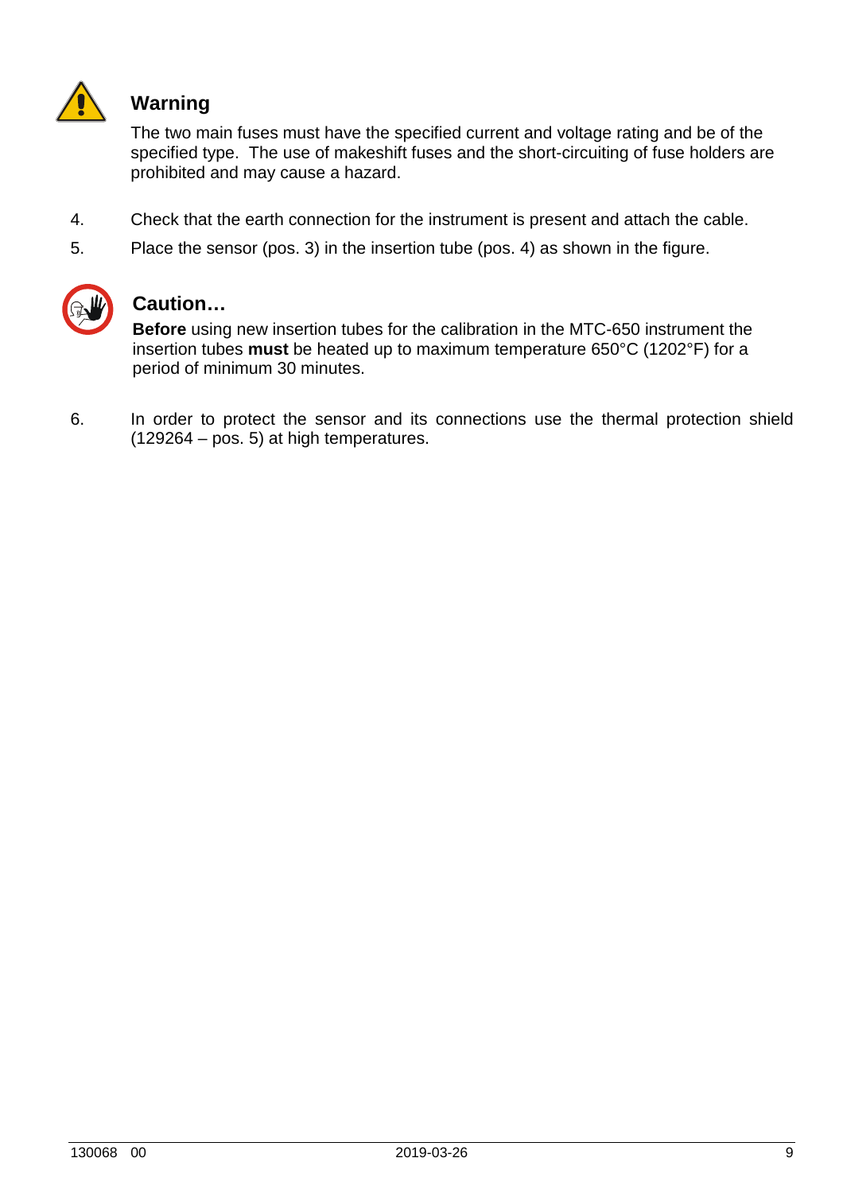**Warning**

The two main fuses must have the specified current and voltage rating and be of the specified type. The use of makeshift fuses and the short-circuiting of fuse holders are prohibited and may cause a hazard.

4. Check that the earth connection for the instrument is present and attach the cable.
5. Place the sensor (pos. 3) in the insertion tube (pos. 4) as shown in the figure.

**Caution…**

**Before** using new insertion tubes for the calibration in the MTC-650 instrument the insertion tubes **must** be heated up to maximum temperature 650°C (1202°F) for a period of minimum 30 minutes.

6. In order to protect the sensor and its connections use the thermal protection shield (129264 – pos. 5) at high temperatures.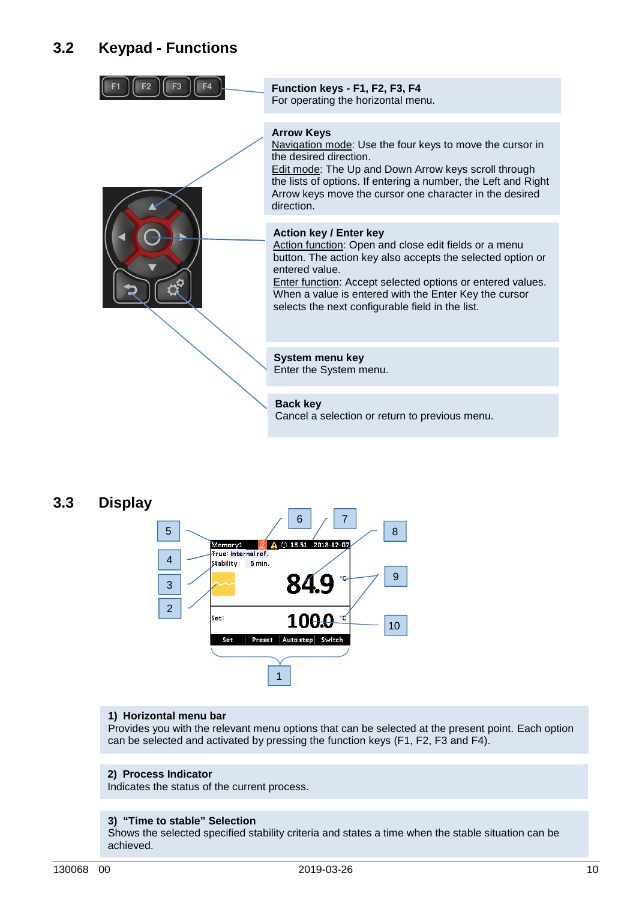## 3.2 Keypad - Functions

**Function keys - F1, F2, F3, F4**
For operating the horizontal menu.

**Arrow Keys**
Navigation mode: Use the four keys to move the cursor in the desired direction.
Edit mode: The Up and Down Arrow keys scroll through the lists of options. If entering a number, the Left and Right Arrow keys move the cursor one character in the desired direction.

**Action key / Enter key**
Action function: Open and close edit fields or a menu button. The action key also accepts the selected option or entered value.
Enter function: Accept selected options or entered values. When a value is entered with the Enter Key the cursor selects the next configurable field in the list.

**System menu key**
Enter the System menu.

**Back key**
Cancel a selection or return to previous menu.

## 3.3 Display

**1) Horizontal menu bar**
Provides you with the relevant menu options that can be selected at the present point. Each option can be selected and activated by pressing the function keys (F1, F2, F3 and F4).

**2) Process Indicator**
Indicates the status of the current process.

**3) "Time to stable" Selection**
Shows the selected specified stability criteria and states a time when the stable situation can be achieved.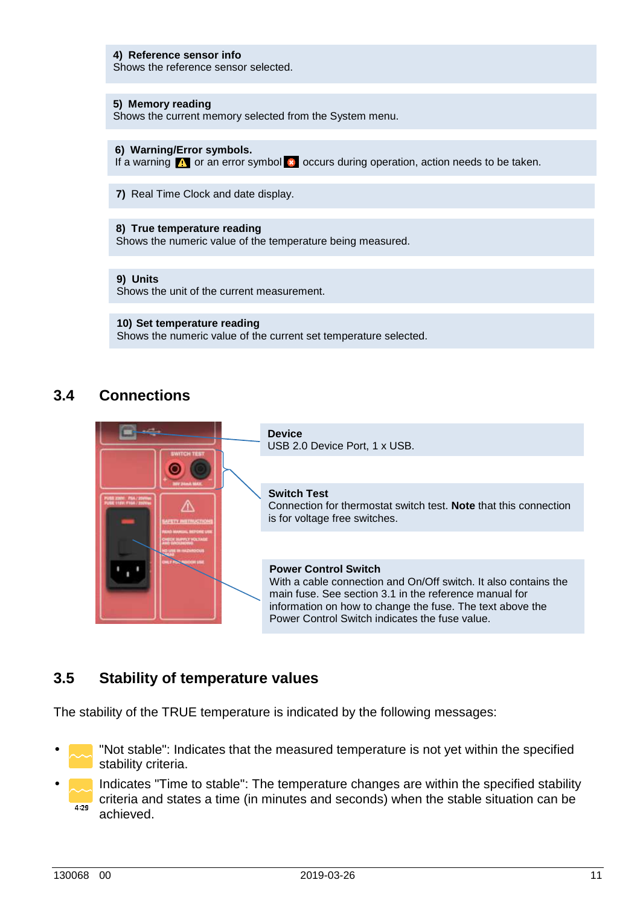**4) Reference sensor info**
Shows the reference sensor selected.

**5) Memory reading**
Shows the current memory selected from the System menu.

**6) Warning/Error symbols.**
If a warning or an error symbol occurs during operation, action needs to be taken.

**7)** Real Time Clock and date display.

**8) True temperature reading**
Shows the numeric value of the temperature being measured.

**9) Units**
Shows the unit of the current measurement.

**10) Set temperature reading**
Shows the numeric value of the current set temperature selected.

## 3.4 Connections

**Device**
USB 2.0 Device Port, 1 x USB.

**Switch Test**
Connection for thermostat switch test. **Note** that this connection is for voltage free switches.

**Power Control Switch**
With a cable connection and On/Off switch. It also contains the main fuse. See section 3.1 in the reference manual for information on how to change the fuse. The text above the Power Control Switch indicates the fuse value.

## 3.5 Stability of temperature values

The stability of the TRUE temperature is indicated by the following messages:

- "Not stable": Indicates that the measured temperature is not yet within the specified stability criteria.
- Indicates "Time to stable": The temperature changes are within the specified stability criteria and states a time (in minutes and seconds) when the stable situation can be achieved.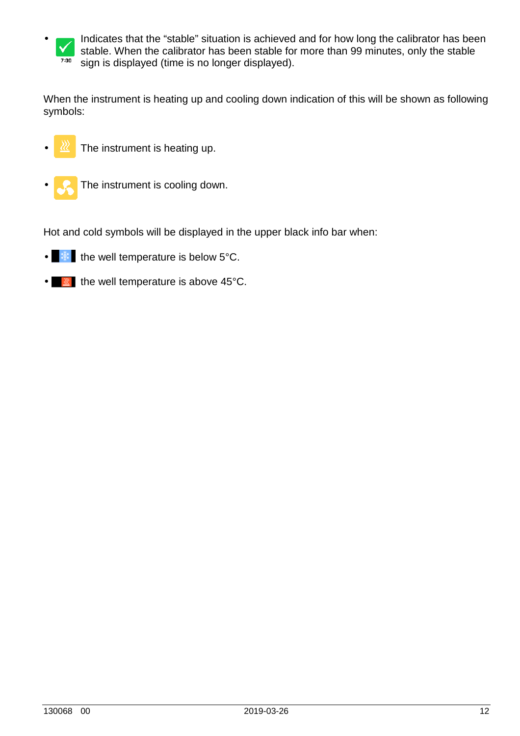- Indicates that the “stable” situation is achieved and for how long the calibrator has been stable. When the calibrator has been stable for more than 99 minutes, only the stable sign is displayed (time is no longer displayed).

When the instrument is heating up and cooling down indication of this will be shown as following symbols:

- The instrument is heating up.
- The instrument is cooling down.

Hot and cold symbols will be displayed in the upper black info bar when:

- the well temperature is below 5°C.
- the well temperature is above 45°C.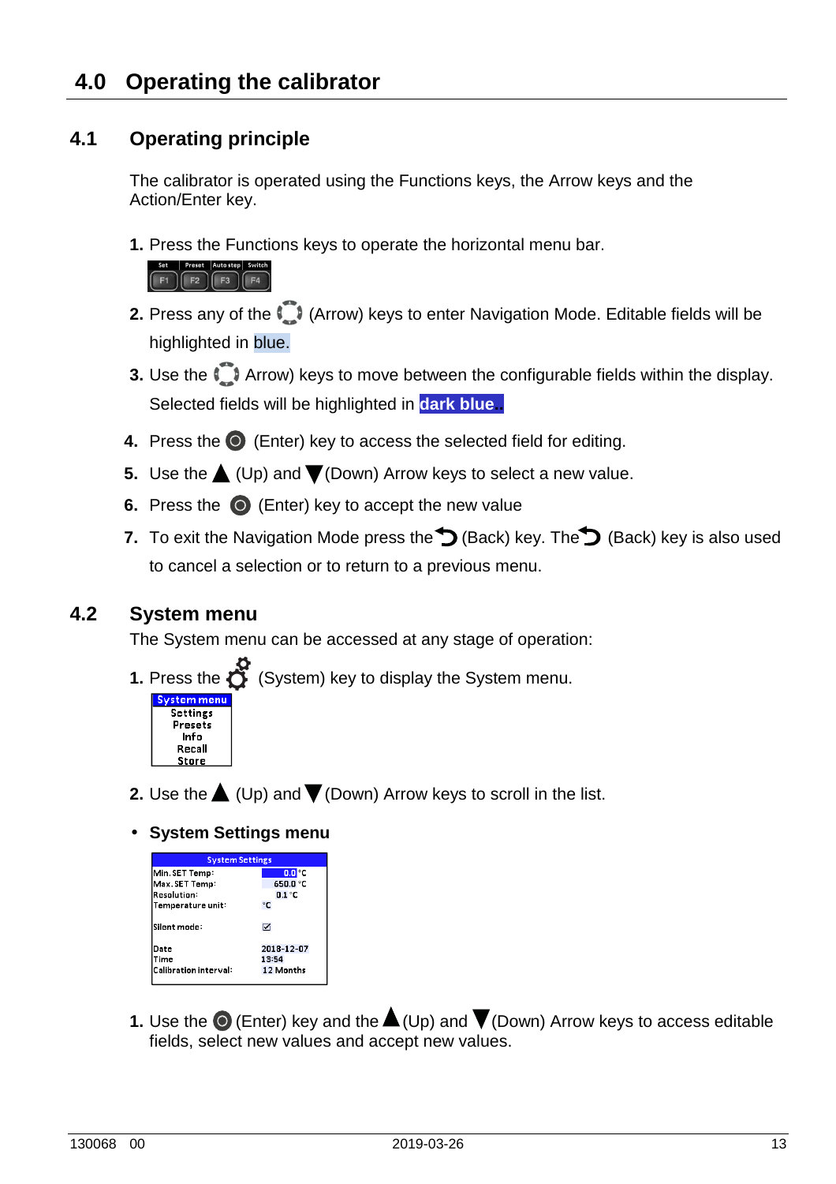# 4.0 Operating the calibrator

## 4.1 Operating principle

The calibrator is operated using the Functions keys, the Arrow keys and the Action/Enter key.

1. Press the Functions keys to operate the horizontal menu bar.

   | Set | Preset | Auto step | Switch |
   |---|---|---|---|
   | F1 | F2 | F3 | F4 |

2. Press any of the (Arrow) keys to enter Navigation Mode. Editable fields will be highlighted in blue.
3. Use the Arrow) keys to move between the configurable fields within the display. Selected fields will be highlighted in **dark blue**..
4. Press the (Enter) key to access the selected field for editing.
5. Use the (Up) and (Down) Arrow keys to select a new value.
6. Press the (Enter) key to accept the new value
7. To exit the Navigation Mode press the (Back) key. The (Back) key is also used to cancel a selection or to return to a previous menu.

## 4.2 System menu

The System menu can be accessed at any stage of operation:

1. Press the (System) key to display the System menu.

   | System menu |
   |---|
   | Settings |
   | Presets |
   | Info |
   | Recall |
   | Store |

2. Use the (Up) and (Down) Arrow keys to scroll in the list.

- **System Settings menu**

| System Settings | |
|---|---|
| Min. SET Temp: | 0.0 °C |
| Max. SET Temp: | 650.0 °C |
| Resolution: | 0.1 °C |
| Temperature unit: | °C |
| Silent mode: | ☑ |
| Date | 2018-12-07 |
| Time | 13:54 |
| Calibration interval: | 12 Months |

1. Use the (Enter) key and the (Up) and (Down) Arrow keys to access editable fields, select new values and accept new values.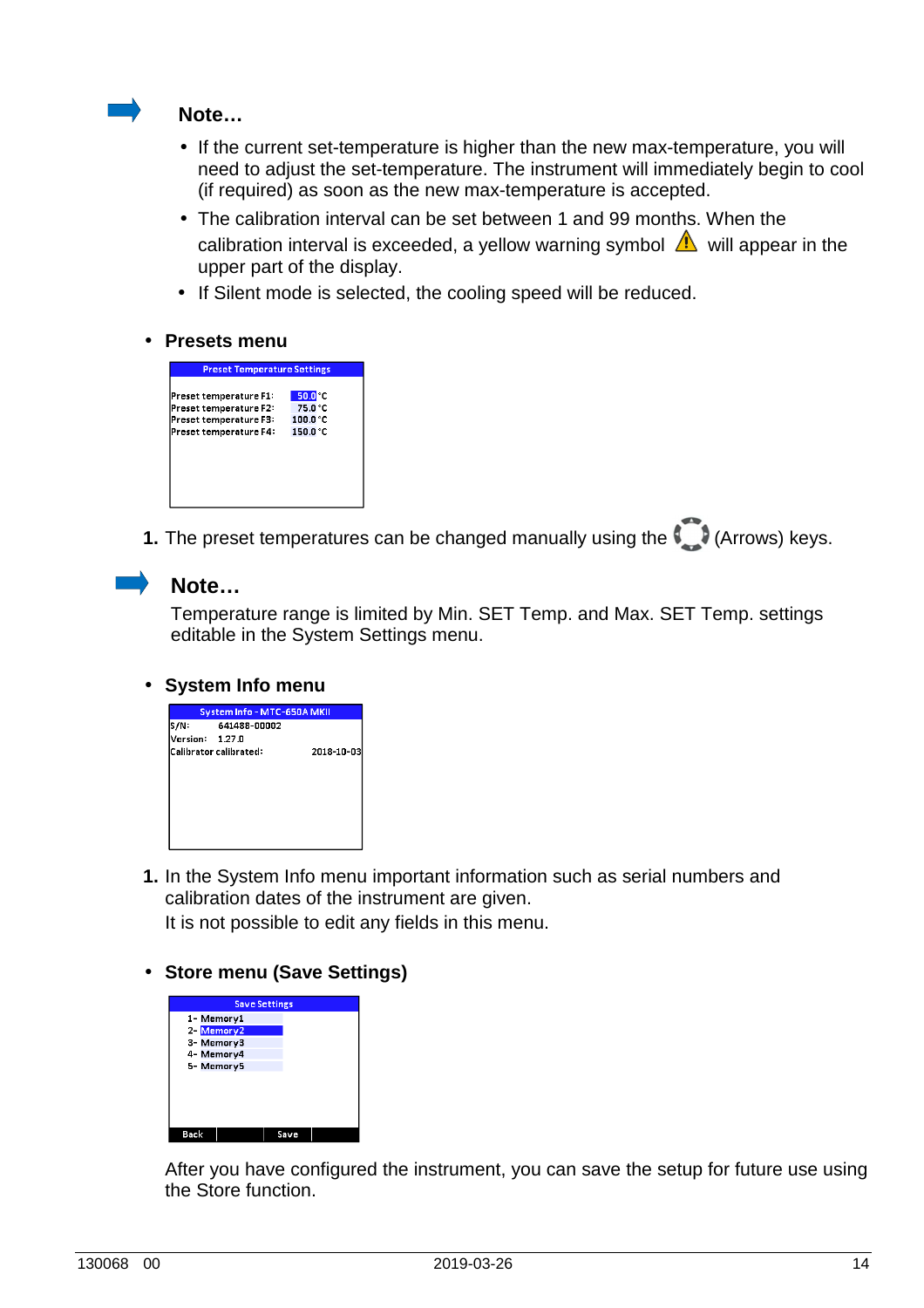**Note…**

- If the current set-temperature is higher than the new max-temperature, you will need to adjust the set-temperature. The instrument will immediately begin to cool (if required) as soon as the new max-temperature is accepted.
- The calibration interval can be set between 1 and 99 months. When the calibration interval is exceeded, a yellow warning symbol ⚠ will appear in the upper part of the display.
- If Silent mode is selected, the cooling speed will be reduced.

- **Presets menu**

| Preset Temperature Settings | |
|---|---|
| Preset temperature F1: | 50.0 °C |
| Preset temperature F2: | 75.0 °C |
| Preset temperature F3: | 100.0 °C |
| Preset temperature F4: | 150.0 °C |

1. The preset temperatures can be changed manually using the (Arrows) keys.

**Note…**

Temperature range is limited by Min. SET Temp. and Max. SET Temp. settings editable in the System Settings menu.

- **System Info menu**

| System Info - MTC-650A MKII | |
|---|---|
| S/N: | 641488-00002 |
| Version: | 1.27.0 |
| Calibrator calibrated: | 2018-10-03 |

1. In the System Info menu important information such as serial numbers and calibration dates of the instrument are given.
   It is not possible to edit any fields in this menu.

- **Store menu (Save Settings)**

| Save Settings |
|---|
| 1- Memory1 |
| 2- Memory2 |
| 3- Memory3 |
| 4- Memory4 |
| 5- Memory5 |

Back | Save

After you have configured the instrument, you can save the setup for future use using the Store function.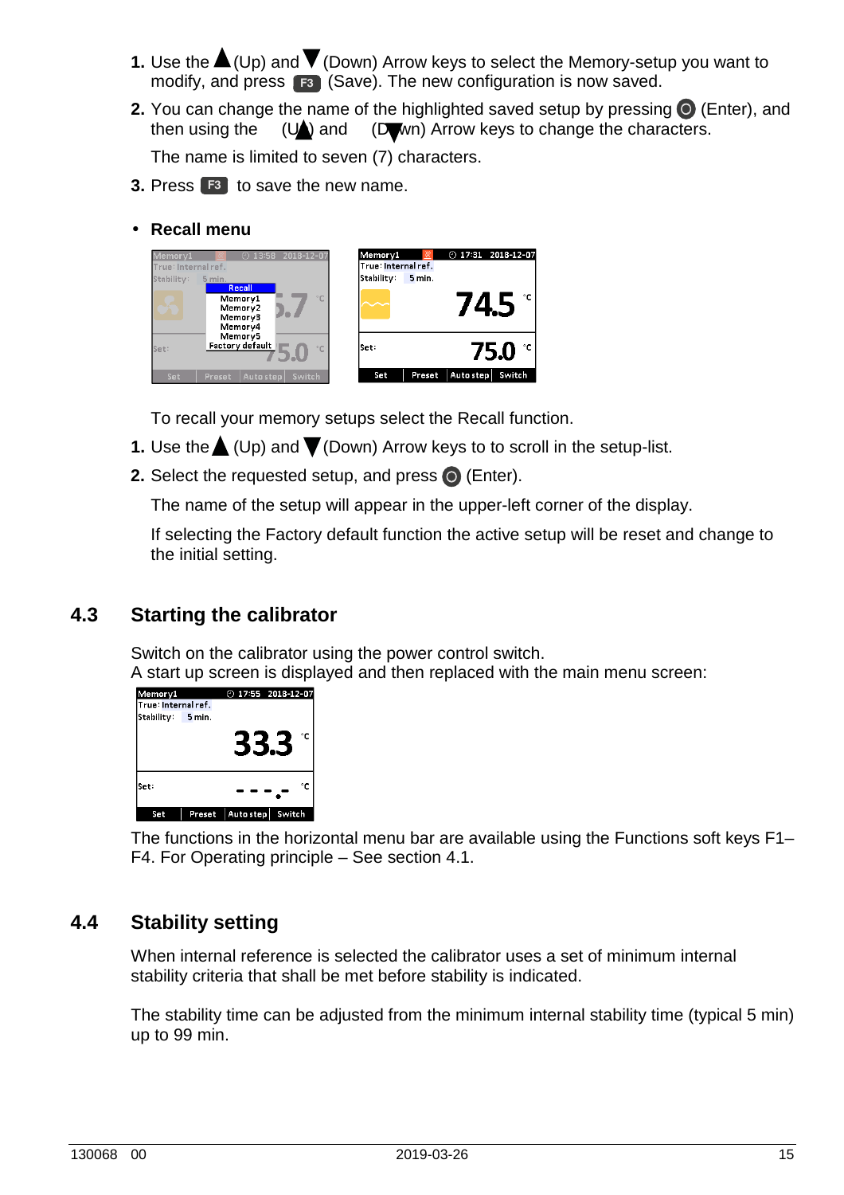1. Use the ▲(Up) and ▼(Down) Arrow keys to select the Memory-setup you want to modify, and press F3 (Save). The new configuration is now saved.
2. You can change the name of the highlighted saved setup by pressing ⊙ (Enter), and then using the (Up) and (Down) Arrow keys to change the characters.

   The name is limited to seven (7) characters.
3. Press F3 to save the new name.

- **Recall menu**

To recall your memory setups select the Recall function.

1. Use the ▲ (Up) and ▼(Down) Arrow keys to to scroll in the setup-list.
2. Select the requested setup, and press ⊙ (Enter).

   The name of the setup will appear in the upper-left corner of the display.

   If selecting the Factory default function the active setup will be reset and change to the initial setting.

## 4.3 Starting the calibrator

Switch on the calibrator using the power control switch.
A start up screen is displayed and then replaced with the main menu screen:

The functions in the horizontal menu bar are available using the Functions soft keys F1–F4. For Operating principle – See section 4.1.

## 4.4 Stability setting

When internal reference is selected the calibrator uses a set of minimum internal stability criteria that shall be met before stability is indicated.

The stability time can be adjusted from the minimum internal stability time (typical 5 min) up to 99 min.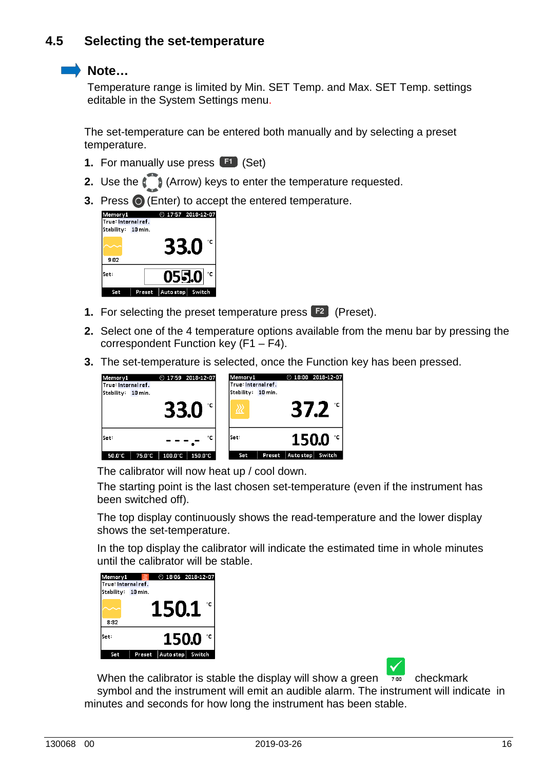## 4.5 Selecting the set-temperature

**Note…**

Temperature range is limited by Min. SET Temp. and Max. SET Temp. settings editable in the System Settings menu.

The set-temperature can be entered both manually and by selecting a preset temperature.

1. For manually use press F1 (Set)
2. Use the (Arrow) keys to enter the temperature requested.
3. Press (Enter) to accept the entered temperature.

1. For selecting the preset temperature press F2 (Preset).
2. Select one of the 4 temperature options available from the menu bar by pressing the correspondent Function key (F1 – F4).
3. The set-temperature is selected, once the Function key has been pressed.

The calibrator will now heat up / cool down.

The starting point is the last chosen set-temperature (even if the instrument has been switched off).

The top display continuously shows the read-temperature and the lower display shows the set-temperature.

In the top display the calibrator will indicate the estimated time in whole minutes until the calibrator will be stable.

When the calibrator is stable the display will show a green checkmark symbol and the instrument will emit an audible alarm. The instrument will indicate in minutes and seconds for how long the instrument has been stable.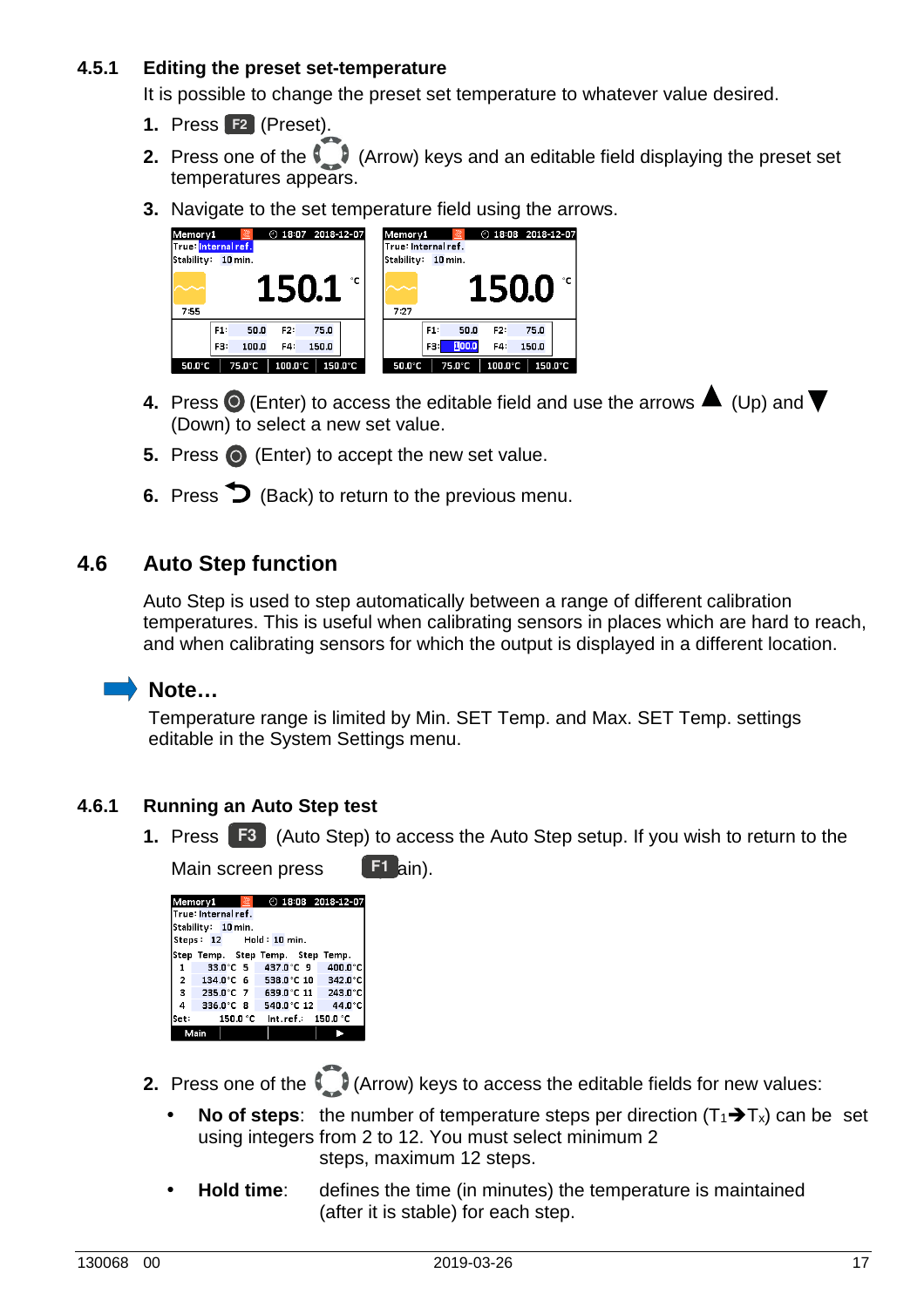### 4.5.1 Editing the preset set-temperature

It is possible to change the preset set temperature to whatever value desired.

1. Press F2 (Preset).
2. Press one of the (Arrow) keys and an editable field displaying the preset set temperatures appears.
3. Navigate to the set temperature field using the arrows.
4. Press (Enter) to access the editable field and use the arrows ▲ (Up) and ▼ (Down) to select a new set value.
5. Press (Enter) to accept the new set value.
6. Press (Back) to return to the previous menu.

## 4.6 Auto Step function

Auto Step is used to step automatically between a range of different calibration temperatures. This is useful when calibrating sensors in places which are hard to reach, and when calibrating sensors for which the output is displayed in a different location.

**Note…**

Temperature range is limited by Min. SET Temp. and Max. SET Temp. settings editable in the System Settings menu.

### 4.6.1 Running an Auto Step test

1. Press F3 (Auto Step) to access the Auto Step setup. If you wish to return to the Main screen press F1 (Main).
2. Press one of the (Arrow) keys to access the editable fields for new values:
   - **No of steps**: the number of temperature steps per direction ($T_1 \rightarrow T_x$) can be set using integers from 2 to 12. You must select minimum 2 steps, maximum 12 steps.
   - **Hold time**: defines the time (in minutes) the temperature is maintained (after it is stable) for each step.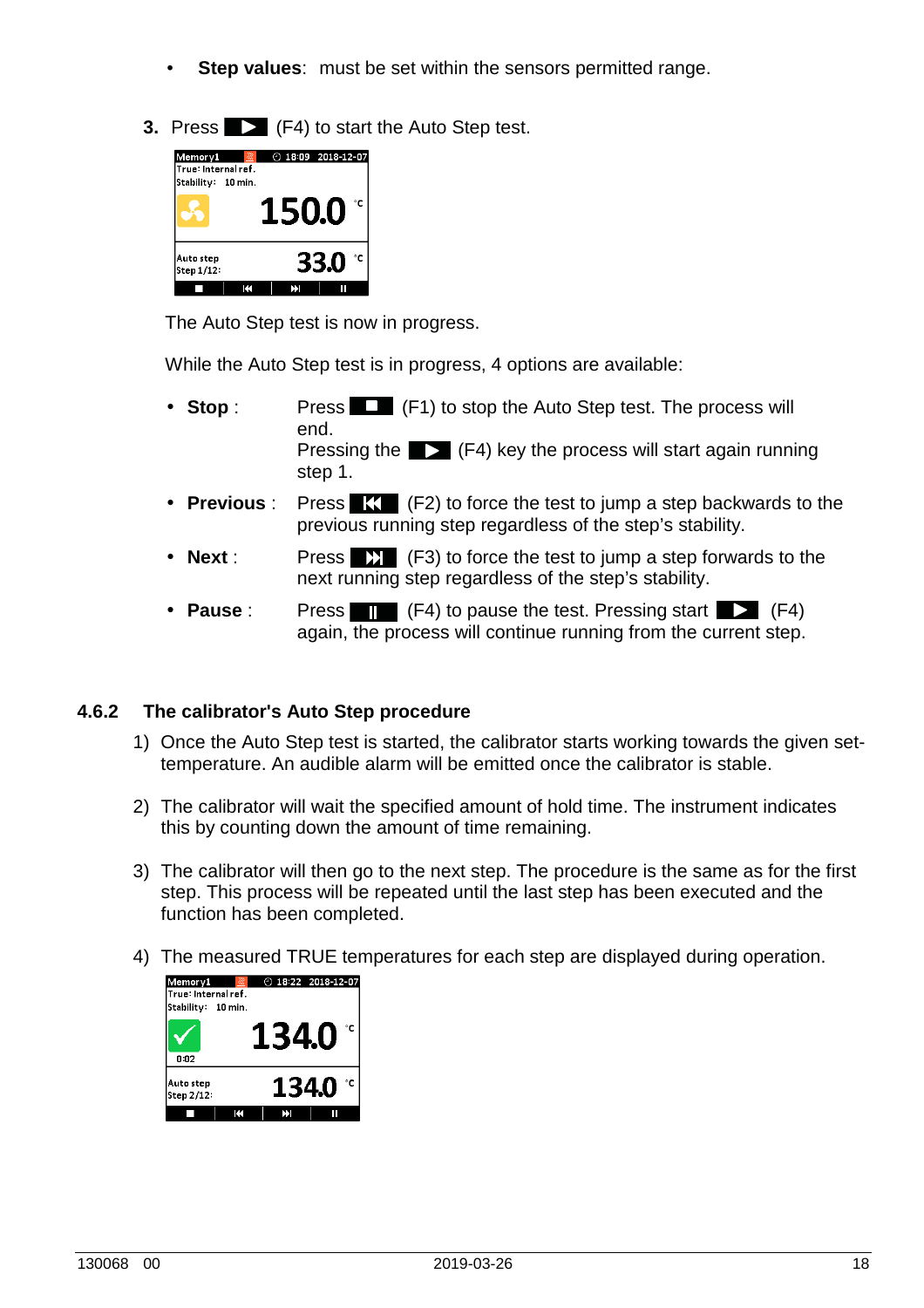- **Step values**: must be set within the sensors permitted range.

3. Press ▶ (F4) to start the Auto Step test.

The Auto Step test is now in progress.

While the Auto Step test is in progress, 4 options are available:

- **Stop** : Press ■ (F1) to stop the Auto Step test. The process will end. Pressing the ▶ (F4) key the process will start again running step 1.
- **Previous** : Press ⏮ (F2) to force the test to jump a step backwards to the previous running step regardless of the step's stability.
- **Next** : Press ⏭ (F3) to force the test to jump a step forwards to the next running step regardless of the step's stability.
- **Pause** : Press ⏸ (F4) to pause the test. Pressing start ▶ (F4) again, the process will continue running from the current step.

### 4.6.2 The calibrator's Auto Step procedure

1) Once the Auto Step test is started, the calibrator starts working towards the given set-temperature. An audible alarm will be emitted once the calibrator is stable.

2) The calibrator will wait the specified amount of hold time. The instrument indicates this by counting down the amount of time remaining.

3) The calibrator will then go to the next step. The procedure is the same as for the first step. This process will be repeated until the last step has been executed and the function has been completed.

4) The measured TRUE temperatures for each step are displayed during operation.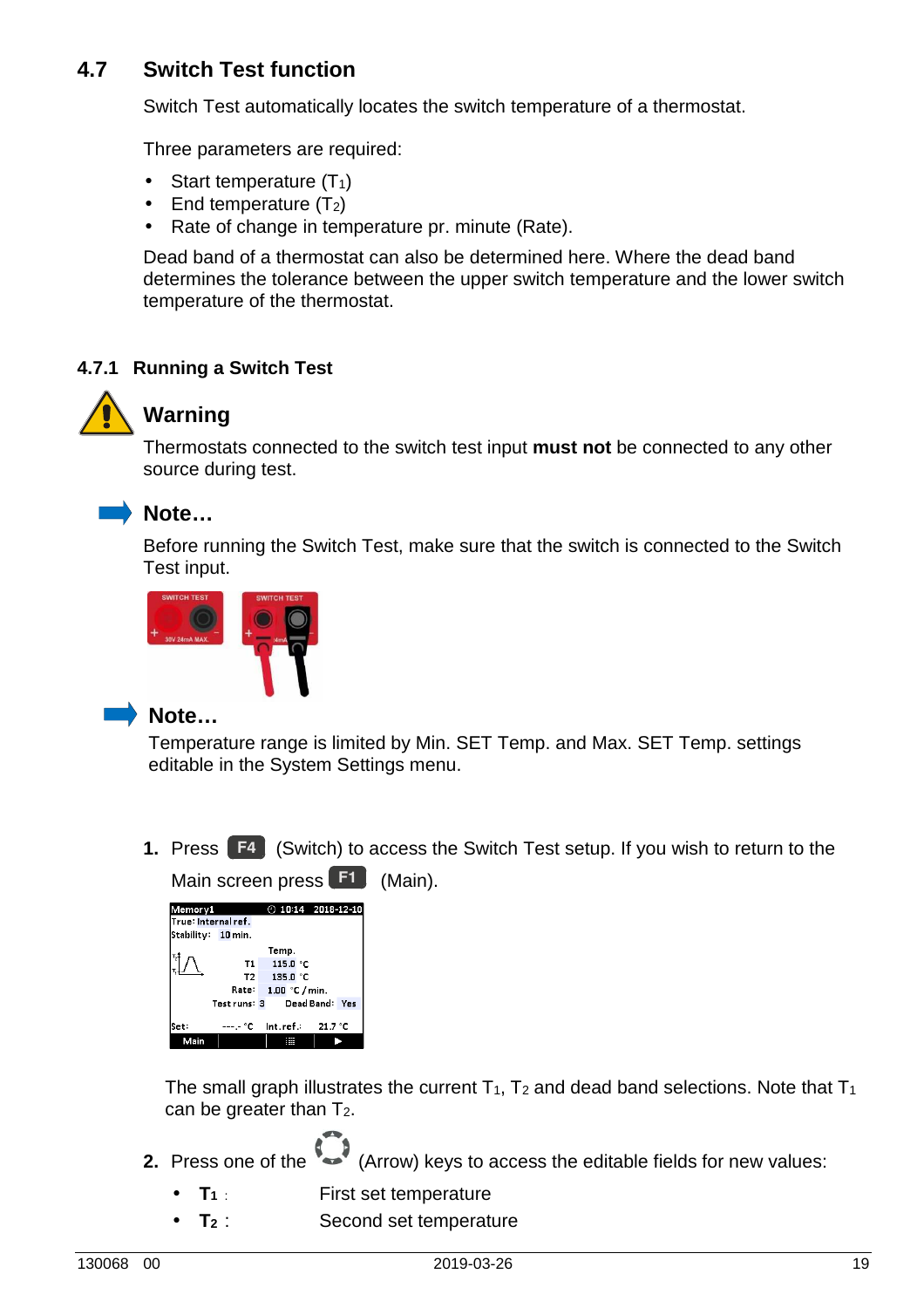## 4.7 Switch Test function

Switch Test automatically locates the switch temperature of a thermostat.

Three parameters are required:

- Start temperature ($T_1$)
- End temperature ($T_2$)
- Rate of change in temperature pr. minute (Rate).

Dead band of a thermostat can also be determined here. Where the dead band determines the tolerance between the upper switch temperature and the lower switch temperature of the thermostat.

### 4.7.1 Running a Switch Test

**Warning**

Thermostats connected to the switch test input **must not** be connected to any other source during test.

**Note…**

Before running the Switch Test, make sure that the switch is connected to the Switch Test input.

**Note…**

Temperature range is limited by Min. SET Temp. and Max. SET Temp. settings editable in the System Settings menu.

1. Press **F4** (Switch) to access the Switch Test setup. If you wish to return to the Main screen press **F1** (Main).

   The small graph illustrates the current $T_1$, $T_2$ and dead band selections. Note that $T_1$ can be greater than $T_2$.

2. Press one of the (Arrow) keys to access the editable fields for new values:
   - **$T_1$** : First set temperature
   - **$T_2$** : Second set temperature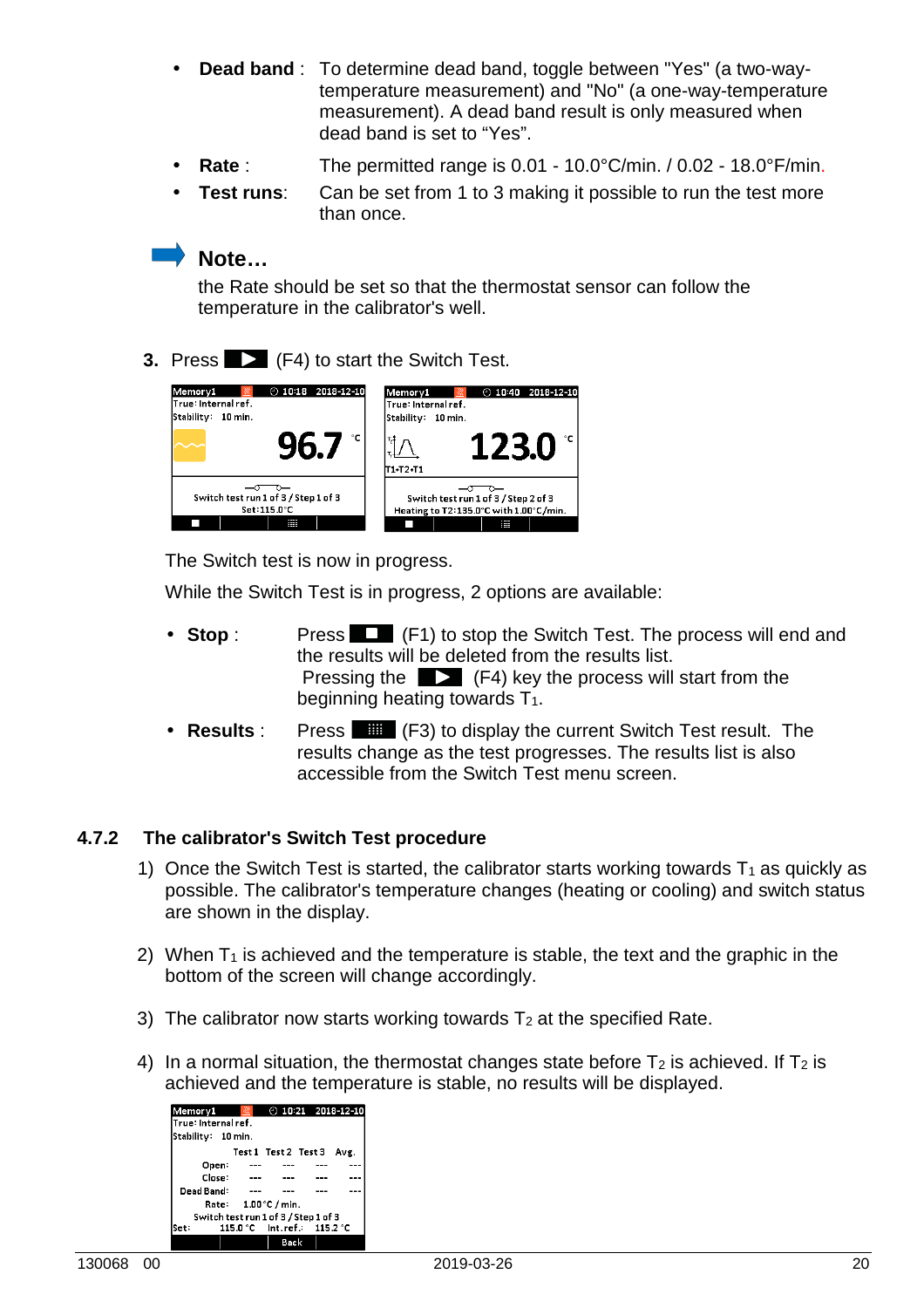- **Dead band** : To determine dead band, toggle between "Yes" (a two-way-temperature measurement) and "No" (a one-way-temperature measurement). A dead band result is only measured when dead band is set to “Yes”.
- **Rate** : The permitted range is 0.01 - 10.0°C/min. / 0.02 - 18.0°F/min.
- **Test runs**: Can be set from 1 to 3 making it possible to run the test more than once.

**Note…**

the Rate should be set so that the thermostat sensor can follow the temperature in the calibrator's well.

3. Press ▶ (F4) to start the Switch Test.

The Switch test is now in progress.

While the Switch Test is in progress, 2 options are available:

- **Stop** : Press ■ (F1) to stop the Switch Test. The process will end and the results will be deleted from the results list.
  Pressing the ▶ (F4) key the process will start from the beginning heating towards $T_1$.
- **Results** : Press (F3) to display the current Switch Test result. The results change as the test progresses. The results list is also accessible from the Switch Test menu screen.

### 4.7.2 The calibrator's Switch Test procedure

1) Once the Switch Test is started, the calibrator starts working towards $T_1$ as quickly as possible. The calibrator's temperature changes (heating or cooling) and switch status are shown in the display.

2) When $T_1$ is achieved and the temperature is stable, the text and the graphic in the bottom of the screen will change accordingly.

3) The calibrator now starts working towards $T_2$ at the specified Rate.

4) In a normal situation, the thermostat changes state before $T_2$ is achieved. If $T_2$ is achieved and the temperature is stable, no results will be displayed.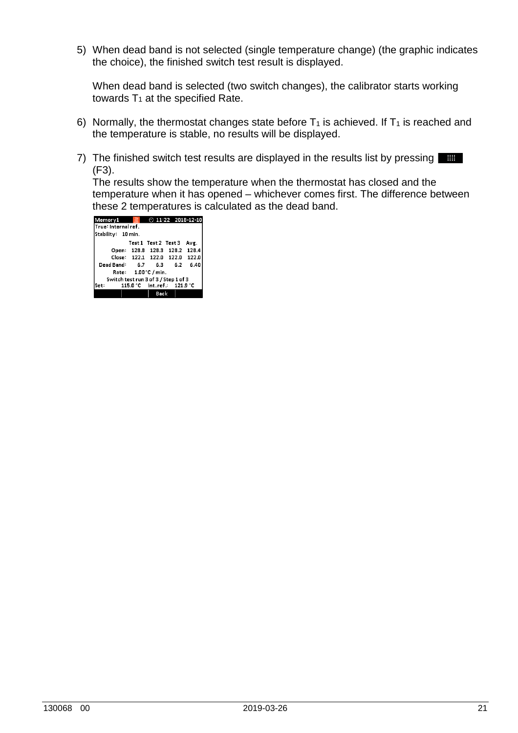5) When dead band is not selected (single temperature change) (the graphic indicates the choice), the finished switch test result is displayed.

   When dead band is selected (two switch changes), the calibrator starts working towards $T_1$ at the specified Rate.

6) Normally, the thermostat changes state before $T_1$ is achieved. If $T_1$ is reached and the temperature is stable, no results will be displayed.

7) The finished switch test results are displayed in the results list by pressing (F3).
   The results show the temperature when the thermostat has closed and the temperature when it has opened – whichever comes first. The difference between these 2 temperatures is calculated as the dead band.

Memory1 11:22 2018-12-10

True: Internal ref.

Stability: 10 min.

| | Test 1 | Test 2 | Test 3 | Avg. |
|---|---|---|---|---|
| Open: | 128.8 | 128.3 | 128.2 | 128.4 |
| Close: | 122.1 | 122.0 | 122.0 | 122.0 |
| Dead Band: | 6.7 | 6.3 | 6.2 | 6.40 |

Rate: 1.00 °C / min.

Switch test run 3 of 3 / Step 1 of 3

Set: 115.0 °C Int.ref.: 121.9 °C

Back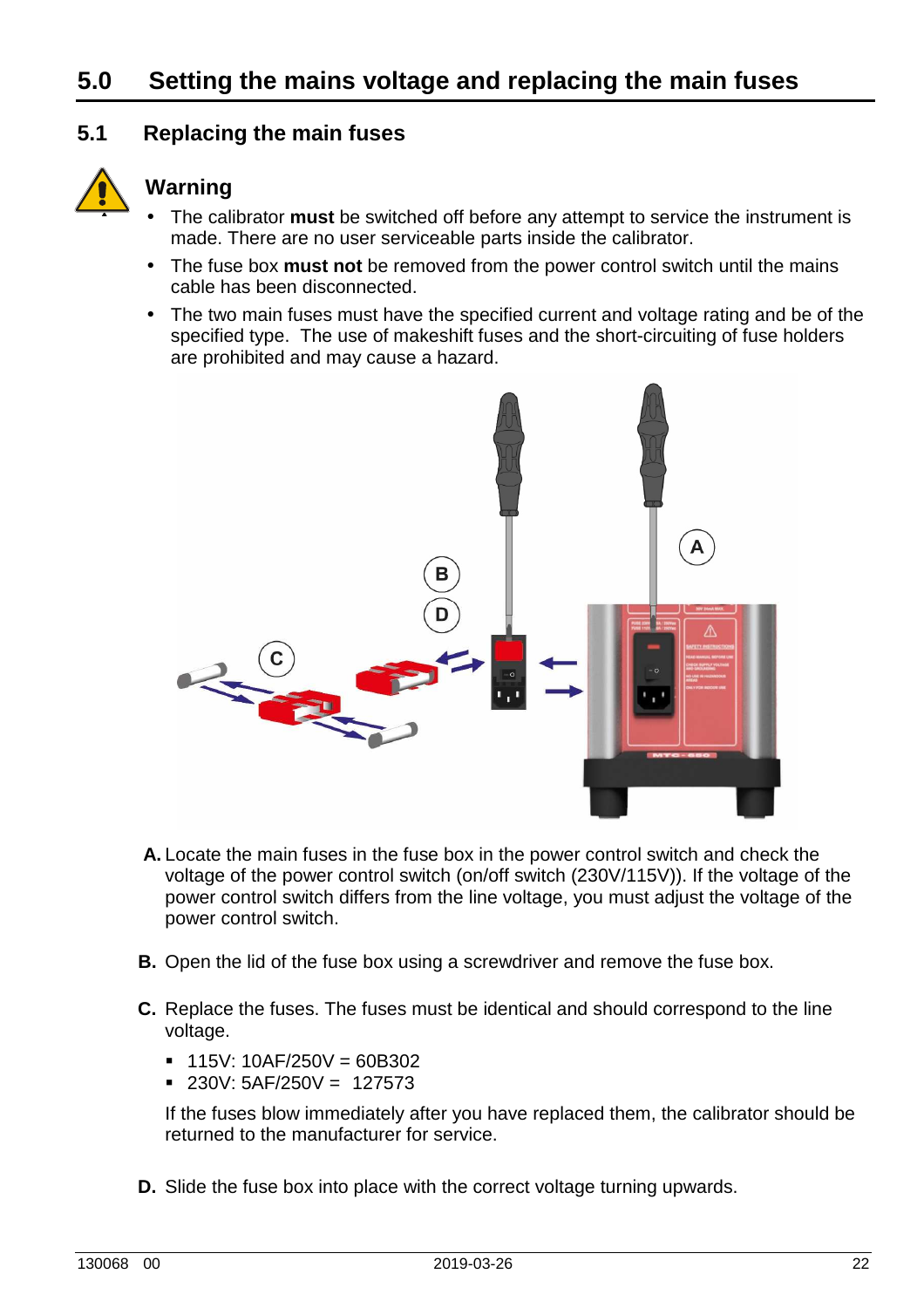# 5.0 Setting the mains voltage and replacing the main fuses

## 5.1 Replacing the main fuses

### Warning

- The calibrator **must** be switched off before any attempt to service the instrument is made. There are no user serviceable parts inside the calibrator.
- The fuse box **must not** be removed from the power control switch until the mains cable has been disconnected.
- The two main fuses must have the specified current and voltage rating and be of the specified type. The use of makeshift fuses and the short-circuiting of fuse holders are prohibited and may cause a hazard.

**A.** Locate the main fuses in the fuse box in the power control switch and check the voltage of the power control switch (on/off switch (230V/115V)). If the voltage of the power control switch differs from the line voltage, you must adjust the voltage of the power control switch.

**B.** Open the lid of the fuse box using a screwdriver and remove the fuse box.

**C.** Replace the fuses. The fuses must be identical and should correspond to the line voltage.

- 115V: 10AF/250V = 60B302
- 230V: 5AF/250V = 127573

If the fuses blow immediately after you have replaced them, the calibrator should be returned to the manufacturer for service.

**D.** Slide the fuse box into place with the correct voltage turning upwards.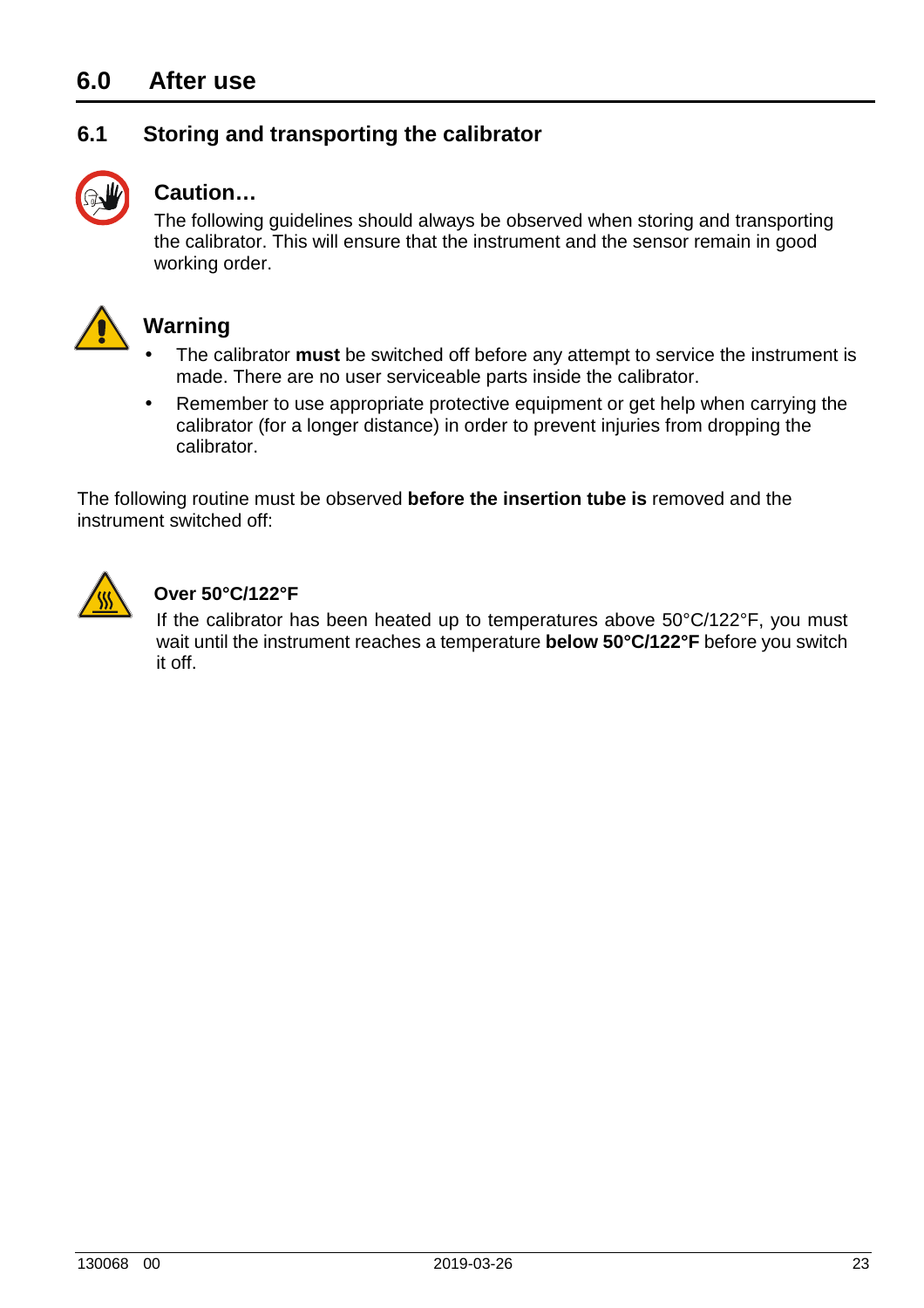# 6.0 After use

## 6.1 Storing and transporting the calibrator

### Caution…

The following guidelines should always be observed when storing and transporting the calibrator. This will ensure that the instrument and the sensor remain in good working order.

### Warning

- The calibrator **must** be switched off before any attempt to service the instrument is made. There are no user serviceable parts inside the calibrator.
- Remember to use appropriate protective equipment or get help when carrying the calibrator (for a longer distance) in order to prevent injuries from dropping the calibrator.

The following routine must be observed **before the insertion tube is** removed and the instrument switched off:

**Over 50°C/122°F**

If the calibrator has been heated up to temperatures above 50°C/122°F, you must wait until the instrument reaches a temperature **below 50°C/122°F** before you switch it off.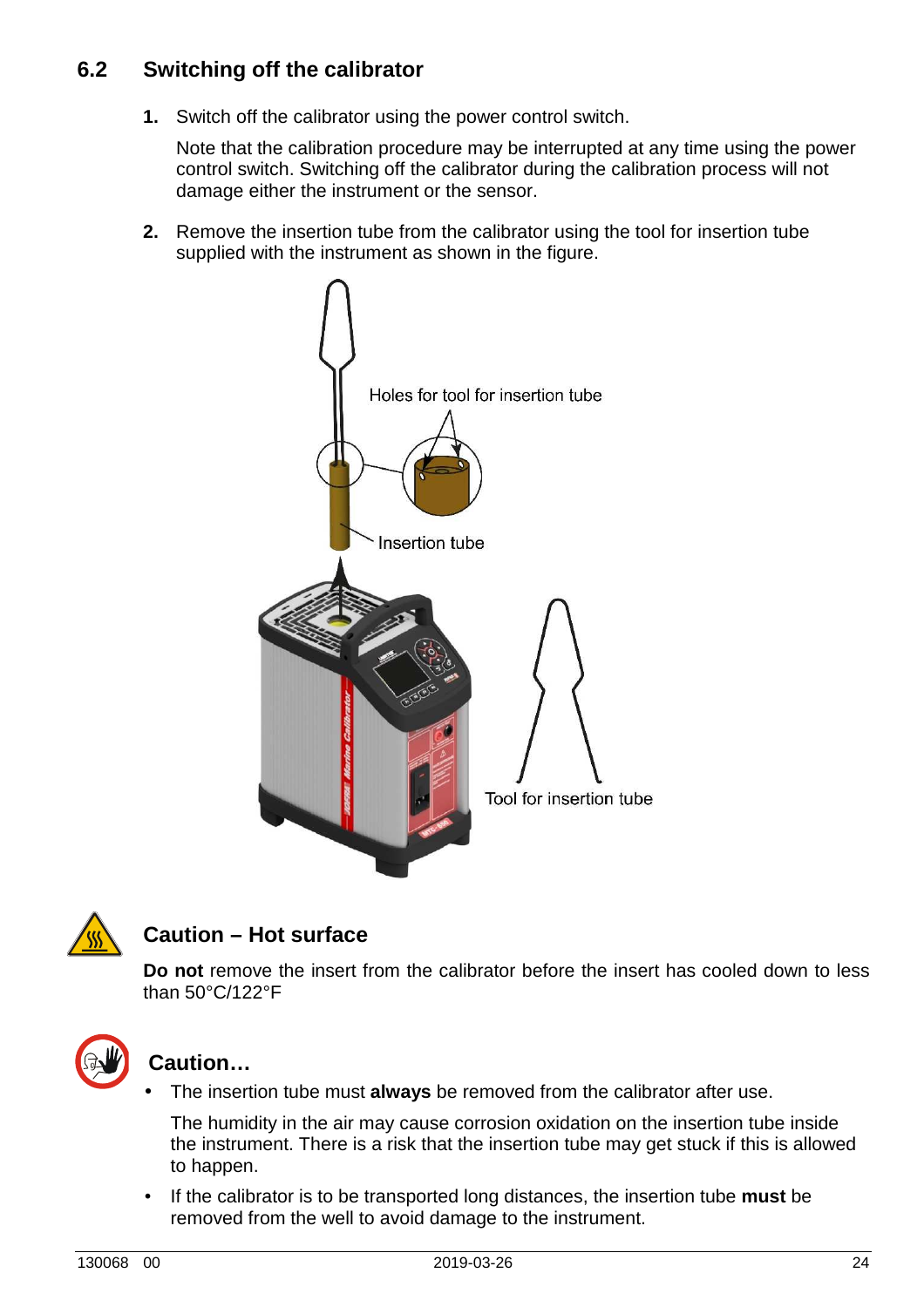## 6.2 Switching off the calibrator

1. Switch off the calibrator using the power control switch.

   Note that the calibration procedure may be interrupted at any time using the power control switch. Switching off the calibrator during the calibration process will not damage either the instrument or the sensor.

2. Remove the insertion tube from the calibrator using the tool for insertion tube supplied with the instrument as shown in the figure.

Holes for tool for insertion tube

Insertion tube

Tool for insertion tube

### Caution – Hot surface

**Do not** remove the insert from the calibrator before the insert has cooled down to less than 50°C/122°F

### Caution…

- The insertion tube must **always** be removed from the calibrator after use.

  The humidity in the air may cause corrosion oxidation on the insertion tube inside the instrument. There is a risk that the insertion tube may get stuck if this is allowed to happen.

- If the calibrator is to be transported long distances, the insertion tube **must** be removed from the well to avoid damage to the instrument.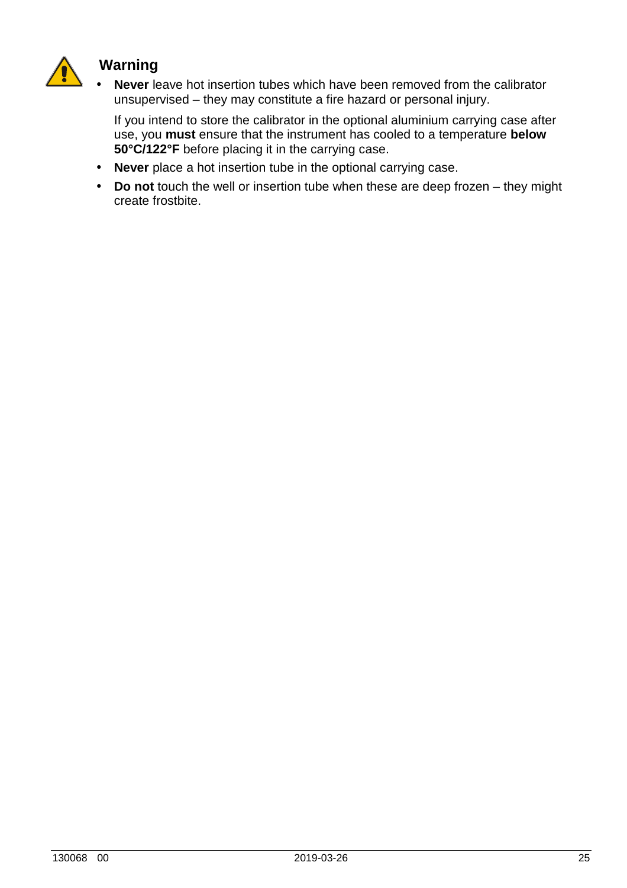**Warning**

- **Never** leave hot insertion tubes which have been removed from the calibrator unsupervised – they may constitute a fire hazard or personal injury.

  If you intend to store the calibrator in the optional aluminium carrying case after use, you **must** ensure that the instrument has cooled to a temperature **below 50°C/122°F** before placing it in the carrying case.

- **Never** place a hot insertion tube in the optional carrying case.
- **Do not** touch the well or insertion tube when these are deep frozen – they might create frostbite.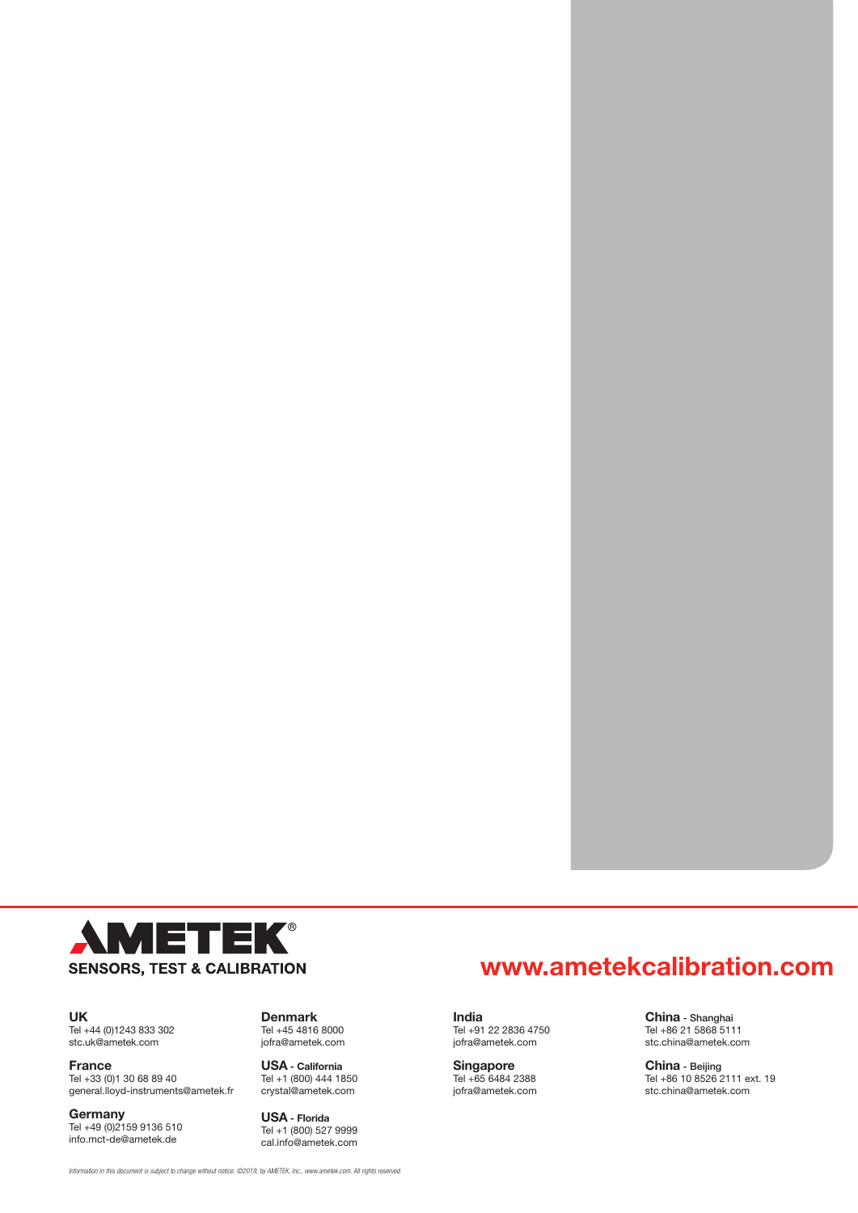AMETEK®

SENSORS, TEST & CALIBRATION

**www.ametekcalibration.com**

**UK**
Tel +44 (0)1243 833 302
stc.uk@ametek.com

**France**
Tel +33 (0)1 30 68 89 40
general.lloyd-instruments@ametek.fr

**Germany**
Tel +49 (0)2159 9136 510
info.mct-de@ametek.de

**Denmark**
Tel +45 4816 8000
jofra@ametek.com

**USA** - **California**
Tel +1 (800) 444 1850
crystal@ametek.com

**USA** - **Florida**
Tel +1 (800) 527 9999
cal.info@ametek.com

**India**
Tel +91 22 2836 4750
jofra@ametek.com

**Singapore**
Tel +65 6484 2388
jofra@ametek.com

**China** - Shanghai
Tel +86 21 5868 5111
stc.china@ametek.com

**China** - Beijing
Tel +86 10 8526 2111 ext. 19
stc.china@ametek.com

*Information in this document is subject to change without notice. ©2019, by AMETEK, Inc., www.ametek.com. All rights reserved.*